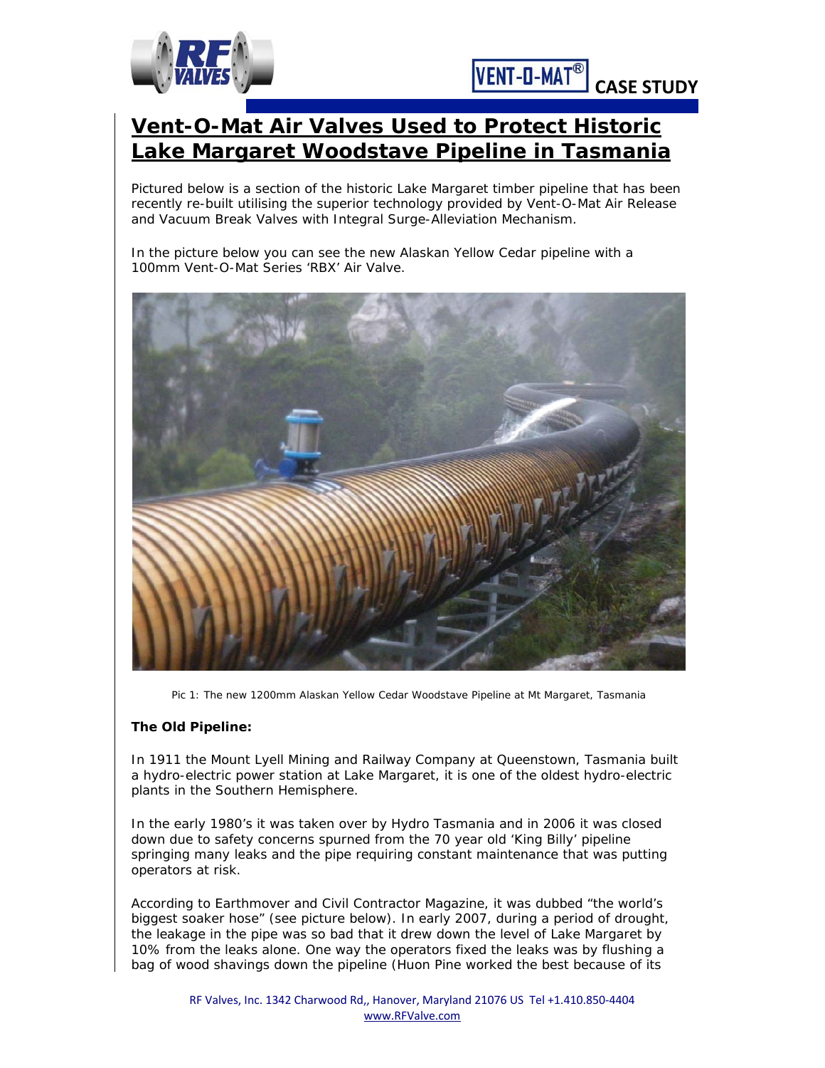# Vent-O-Mat Air Valves Used to Protect Historic Lake Margaret Woodstave Pipeline in Tasmania

Pictured below is a section of the historic Lake Margaret timber pipeline that has been recently re-built utilising the superior technology provided by Vent-O-Mat Air Release and Vacuum Break Valves with Integral Surge-Alleviation Mechanism.

In the picture below you can see the new Alaskan Yellow Cedar pipeline with a 100mm Vent-O-Mat Series 'RBX' Air Valve.

Pic 1: The new 1200mm Alaskan Yellow Cedar Woodstave Pipeline at Mt Margaret, Tasmania

**The Old Pipeline:**

In 1911 the Mount Lyell Mining and Railway Company at Queenstown, Tasmania built a hydro-electric power station at Lake Margaret, it is one of the oldest hydro-electric plants in the Southern Hemisphere.

In the early 1980's it was taken over by Hydro Tasmania and in 2006 it was closed down due to safety concerns spurned from the 70 year old 'King Billy' pipeline springing many leaks and the pipe requiring constant maintenance that was putting operators at risk.

According to Earthmover and Civil Contractor Magazine, it was dubbed "the world's biggest soaker hose" (see picture below). In early 2007, during a period of drought, the leakage in the pipe was so bad that it drew down the level of Lake Margaret by 10% from the leaks alone. One way the operators fixed the leaks was by flushing a bag of wood shavings down the pipeline (Huon Pine worked the best because of its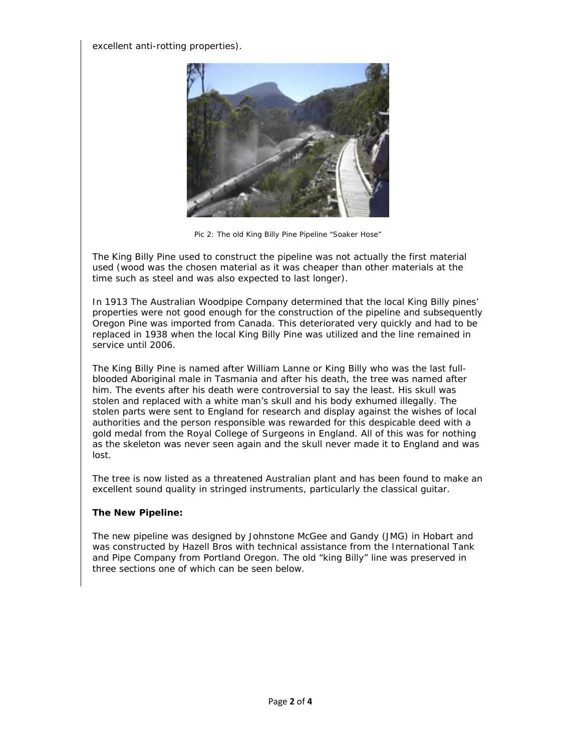excellent anti-rotting properties).

Pic 2: The old King Billy Pine Pipeline "Soaker Hose"

The King Billy Pine used to construct the pipeline was not actually the first material used (wood was the chosen material as it was cheaper than other materials at the time such as steel and was also expected to last longer).

In 1913 The Australian Woodpipe Company determined that the local King Billy pines' properties were not good enough for the construction of the pipeline and subsequently Oregon Pine was imported from Canada. This deteriorated very quickly and had to be replaced in 1938 when the local King Billy Pine was utilized and the line remained in service until 2006.

The King Billy Pine is named after William Lanne or King Billy who was the last full-blooded Aboriginal male in Tasmania and after his death, the tree was named after him. The events after his death were controversial to say the least. His skull was stolen and replaced with a white man's skull and his body exhumed illegally. The stolen parts were sent to England for research and display against the wishes of local authorities and the person responsible was rewarded for this despicable deed with a gold medal from the Royal College of Surgeons in England. All of this was for nothing as the skeleton was never seen again and the skull never made it to England and was lost.

The tree is now listed as a threatened Australian plant and has been found to make an excellent sound quality in stringed instruments, particularly the classical guitar.

**The New Pipeline:**

The new pipeline was designed by Johnstone McGee and Gandy (JMG) in Hobart and was constructed by Hazell Bros with technical assistance from the International Tank and Pipe Company from Portland Oregon. The old "king Billy" line was preserved in three sections one of which can be seen below.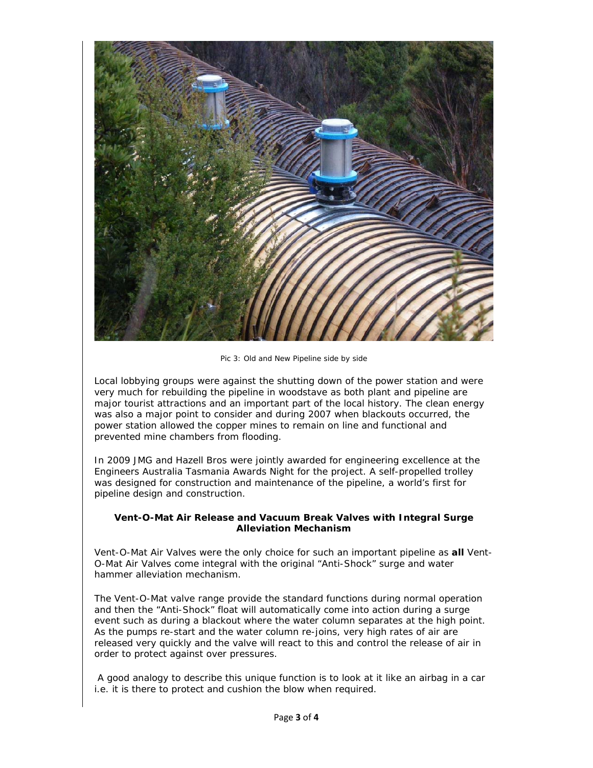Pic 3: Old and New Pipeline side by side

Local lobbying groups were against the shutting down of the power station and were very much for rebuilding the pipeline in woodstave as both plant and pipeline are major tourist attractions and an important part of the local history. The clean energy was also a major point to consider and during 2007 when blackouts occurred, the power station allowed the copper mines to remain on line and functional and prevented mine chambers from flooding.

In 2009 JMG and Hazell Bros were jointly awarded for engineering excellence at the Engineers Australia Tasmania Awards Night for the project. A self-propelled trolley was designed for construction and maintenance of the pipeline, a world's first for pipeline design and construction.

**Vent-O-Mat Air Release and Vacuum Break Valves with Integral Surge Alleviation Mechanism**

Vent-O-Mat Air Valves were the only choice for such an important pipeline as **all** Vent-O-Mat Air Valves come integral with the original "Anti-Shock" surge and water hammer alleviation mechanism.

The Vent-O-Mat valve range provide the standard functions during normal operation and then the "Anti-Shock" float will automatically come into action during a surge event such as during a blackout where the water column separates at the high point. As the pumps re-start and the water column re-joins, very high rates of air are released very quickly and the valve will react to this and control the release of air in order to protect against over pressures.

A good analogy to describe this unique function is to look at it like an airbag in a car i.e. it is there to protect and cushion the blow when required.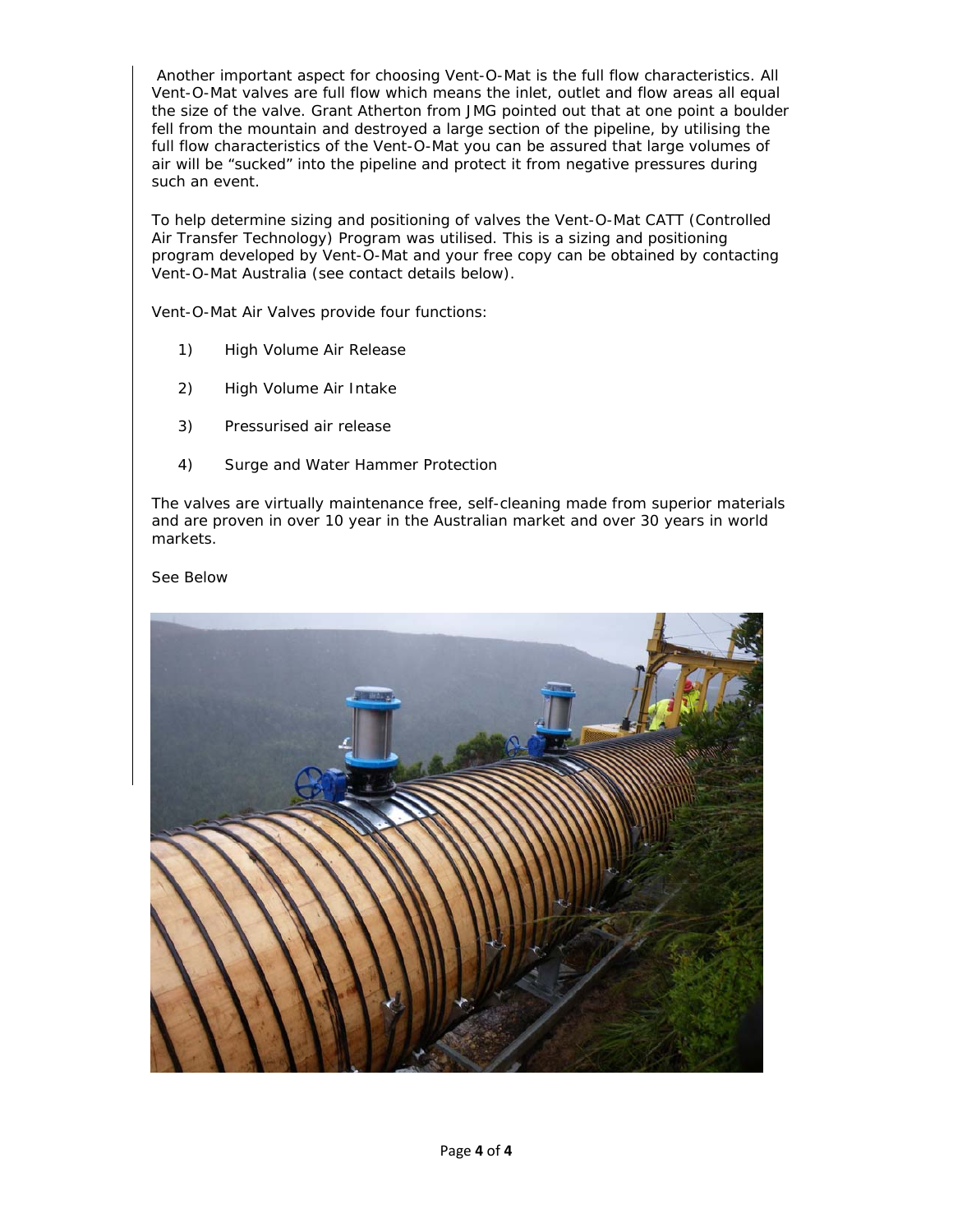Another important aspect for choosing Vent-O-Mat is the full flow characteristics. All Vent-O-Mat valves are full flow which means the inlet, outlet and flow areas all equal the size of the valve. Grant Atherton from JMG pointed out that at one point a boulder fell from the mountain and destroyed a large section of the pipeline, by utilising the full flow characteristics of the Vent-O-Mat you can be assured that large volumes of air will be "sucked" into the pipeline and protect it from negative pressures during such an event.

To help determine sizing and positioning of valves the Vent-O-Mat CATT (Controlled Air Transfer Technology) Program was utilised. This is a sizing and positioning program developed by Vent-O-Mat and your free copy can be obtained by contacting Vent-O-Mat Australia (see contact details below).

Vent-O-Mat Air Valves provide four functions:

1) High Volume Air Release
2) High Volume Air Intake
3) Pressurised air release
4) Surge and Water Hammer Protection

The valves are virtually maintenance free, self-cleaning made from superior materials and are proven in over 10 year in the Australian market and over 30 years in world markets.

See Below